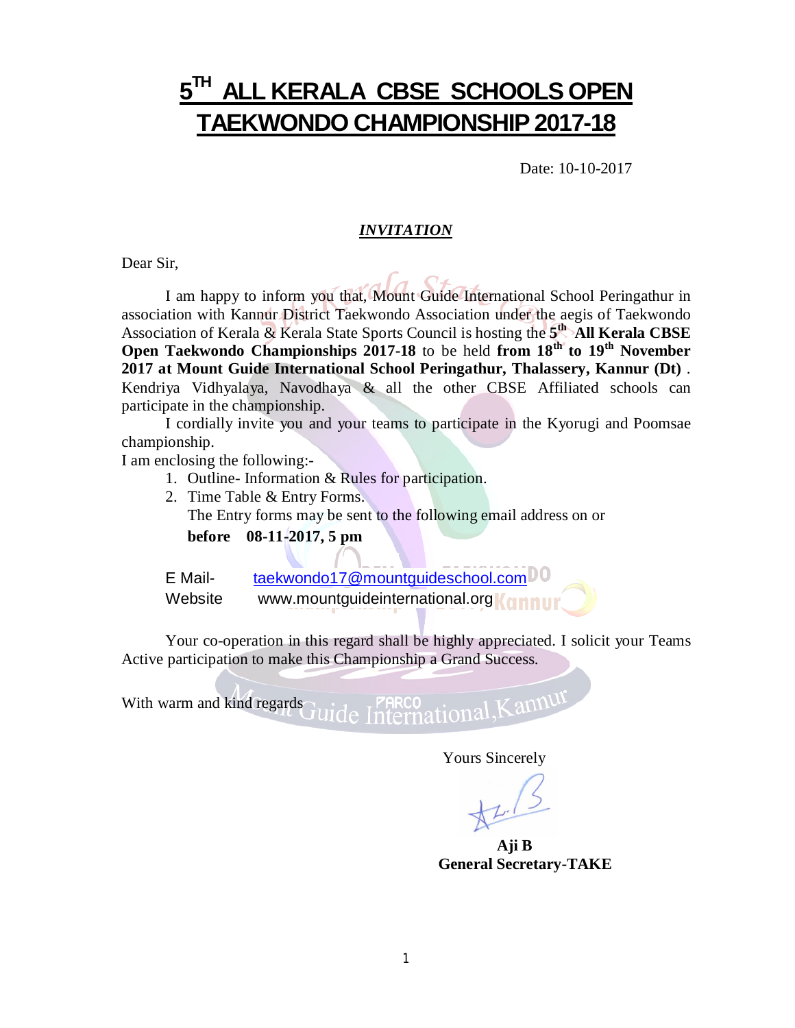# 5<sup>TH</sup> ALL KERALA CBSE SCHOOLS OPEN TAEKWONDO CHAMPIONSHIP 2017-18

Date: 10-10-2017

***INVITATION***

Dear Sir,

I am happy to inform you that, Mount Guide International School Peringathur in association with Kannur District Taekwondo Association under the aegis of Taekwondo Association of Kerala & Kerala State Sports Council is hosting the **5th All Kerala CBSE Open Taekwondo Championships 2017-18** to be held **from 18th to 19th November 2017 at Mount Guide International School Peringathur, Thalassery, Kannur (Dt)** . Kendriya Vidhyalaya, Navodhaya & all the other CBSE Affiliated schools can participate in the championship.

I cordially invite you and your teams to participate in the Kyorugi and Poomsae championship.

I am enclosing the following:-

1. Outline- Information & Rules for participation.
2. Time Table & Entry Forms.

   The Entry forms may be sent to the following email address on or **before 08-11-2017, 5 pm**

E Mail- taekwondo17@mountguideschool.com
Website www.mountguideinternational.org

Your co-operation in this regard shall be highly appreciated. I solicit your Teams Active participation to make this Championship a Grand Success.

With warm and kind regards

Yours Sincerely

**Aji B**
**General Secretary-TAKE**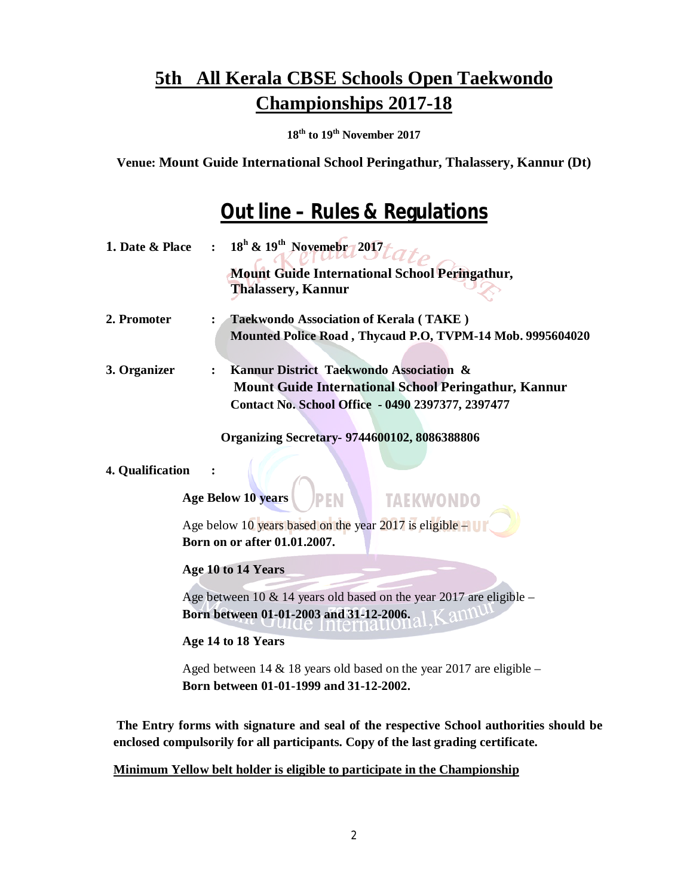# 5th All Kerala CBSE Schools Open Taekwondo Championships 2017-18

**18th to 19th November 2017**

**Venue: Mount Guide International School Peringathur, Thalassery, Kannur (Dt)**

## Out line – Rules & Regulations

**1. Date & Place** : **18h & 19th Novemebr 2017**

**Mount Guide International School Peringathur, Thalassery, Kannur**

**2. Promoter** : **Taekwondo Association of Kerala ( TAKE ) Mounted Police Road , Thycaud P.O, TVPM-14 Mob. 9995604020**

**3. Organizer** : **Kannur District Taekwondo Association & Mount Guide International School Peringathur, Kannur Contact No. School Office - 0490 2397377, 2397477**

**Organizing Secretary- 9744600102, 8086388806**

**4. Qualification** :

**Age Below 10 years**

Age below 10 years based on the year 2017 is eligible – **Born on or after 01.01.2007.**

**Age 10 to 14 Years**

Age between 10 & 14 years old based on the year 2017 are eligible – **Born between 01-01-2003 and 31-12-2006.**

**Age 14 to 18 Years**

Aged between 14 & 18 years old based on the year 2017 are eligible – **Born between 01-01-1999 and 31-12-2002.**

**The Entry forms with signature and seal of the respective School authorities should be enclosed compulsorily for all participants. Copy of the last grading certificate.**

**<u>Minimum Yellow belt holder is eligible to participate in the Championship</u>**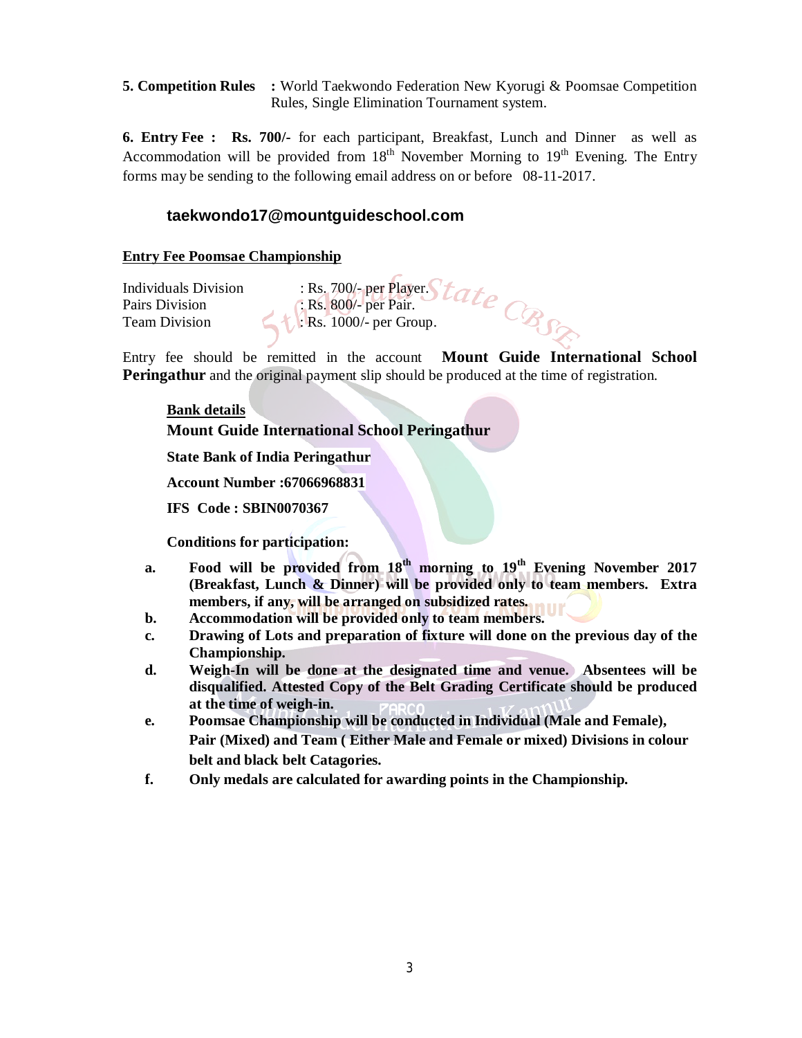**5. Competition Rules** **:** World Taekwondo Federation New Kyorugi & Poomsae Competition Rules, Single Elimination Tournament system.

**6. Entry Fee :** **Rs. 700/-** for each participant, Breakfast, Lunch and Dinner as well as Accommodation will be provided from 18th November Morning to 19th Evening. The Entry forms may be sending to the following email address on or before 08-11-2017.

**taekwondo17@mountguideschool.com**

**Entry Fee Poomsae Championship**

| | |
|---|---|
| Individuals Division | : Rs. 700/- per Player. |
| Pairs Division | : Rs. 800/- per Pair. |
| Team Division | : Rs. 1000/- per Group. |

Entry fee should be remitted in the account **Mount Guide International School Peringathur** and the original payment slip should be produced at the time of registration.

**Bank details**

**Mount Guide International School Peringathur**

**State Bank of India Peringathur**

**Account Number :67066968831**

**IFS Code : SBIN0070367**

**Conditions for participation:**

a. **Food will be provided from 18th morning to 19th Evening November 2017 (Breakfast, Lunch & Dinner) will be provided only to team members. Extra members, if any, will be arranged on subsidized rates.**

b. **Accommodation will be provided only to team members.**

c. **Drawing of Lots and preparation of fixture will done on the previous day of the Championship.**

d. **Weigh-In will be done at the designated time and venue. Absentees will be disqualified. Attested Copy of the Belt Grading Certificate should be produced at the time of weigh-in.**

e. **Poomsae Championship will be conducted in Individual (Male and Female), Pair (Mixed) and Team ( Either Male and Female or mixed) Divisions in colour belt and black belt Catagories.**

f. **Only medals are calculated for awarding points in the Championship.**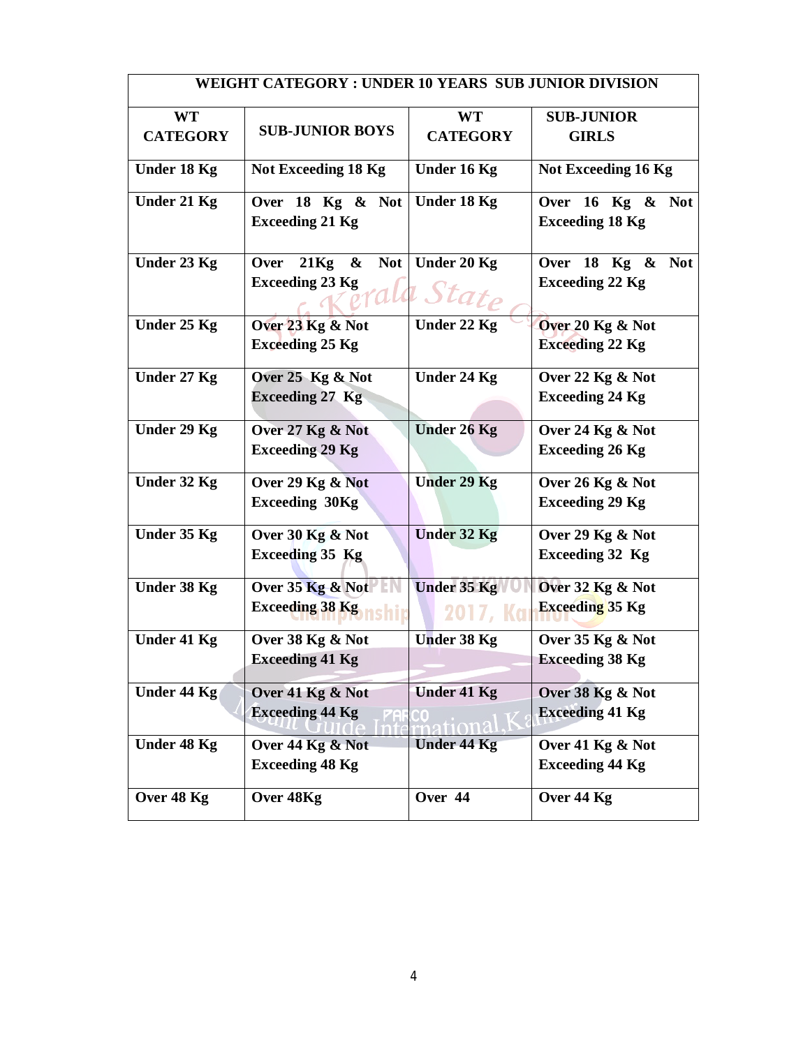| WEIGHT CATEGORY : UNDER 10 YEARS SUB JUNIOR DIVISION | | | |
|---|---|---|---|
| **WT CATEGORY** | **SUB-JUNIOR BOYS** | **WT CATEGORY** | **SUB-JUNIOR GIRLS** |
| **Under 18 Kg** | **Not Exceeding 18 Kg** | **Under 16 Kg** | **Not Exceeding 16 Kg** |
| **Under 21 Kg** | **Over 18 Kg & Not Exceeding 21 Kg** | **Under 18 Kg** | **Over 16 Kg & Not Exceeding 18 Kg** |
| **Under 23 Kg** | **Over 21Kg & Not Exceeding 23 Kg** | **Under 20 Kg** | **Over 18 Kg & Not Exceeding 22 Kg** |
| **Under 25 Kg** | **Over 23 Kg & Not Exceeding 25 Kg** | **Under 22 Kg** | **Over 20 Kg & Not Exceeding 22 Kg** |
| **Under 27 Kg** | **Over 25 Kg & Not Exceeding 27 Kg** | **Under 24 Kg** | **Over 22 Kg & Not Exceeding 24 Kg** |
| **Under 29 Kg** | **Over 27 Kg & Not Exceeding 29 Kg** | **Under 26 Kg** | **Over 24 Kg & Not Exceeding 26 Kg** |
| **Under 32 Kg** | **Over 29 Kg & Not Exceeding 30Kg** | **Under 29 Kg** | **Over 26 Kg & Not Exceeding 29 Kg** |
| **Under 35 Kg** | **Over 30 Kg & Not Exceeding 35 Kg** | **Under 32 Kg** | **Over 29 Kg & Not Exceeding 32 Kg** |
| **Under 38 Kg** | **Over 35 Kg & Not Exceeding 38 Kg** | **Under 35 Kg** | **Over 32 Kg & Not Exceeding 35 Kg** |
| **Under 41 Kg** | **Over 38 Kg & Not Exceeding 41 Kg** | **Under 38 Kg** | **Over 35 Kg & Not Exceeding 38 Kg** |
| **Under 44 Kg** | **Over 41 Kg & Not Exceeding 44 Kg** | **Under 41 Kg** | **Over 38 Kg & Not Exceeding 41 Kg** |
| **Under 48 Kg** | **Over 44 Kg & Not Exceeding 48 Kg** | **Under 44 Kg** | **Over 41 Kg & Not Exceeding 44 Kg** |
| **Over 48 Kg** | **Over 48Kg** | **Over 44** | **Over 44 Kg** |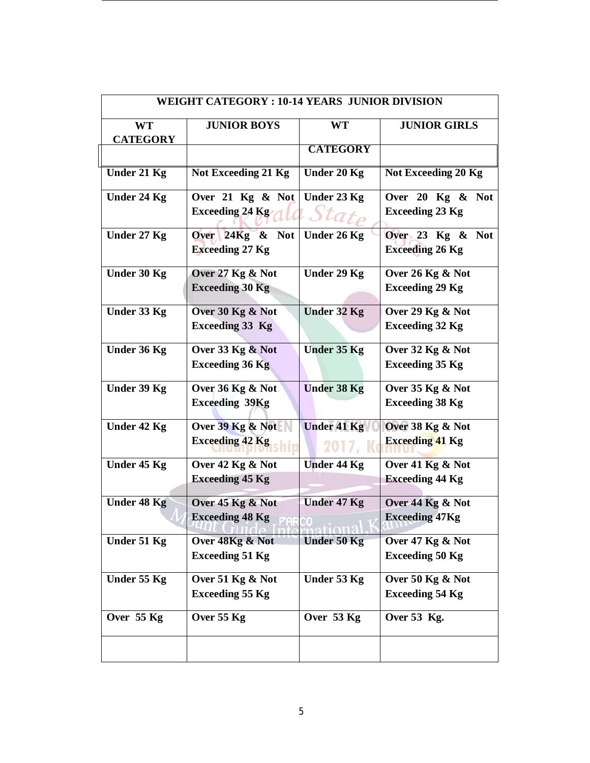| WEIGHT CATEGORY : 10-14 YEARS JUNIOR DIVISION | | | |
|---|---|---|---|
| **WT CATEGORY** | **JUNIOR BOYS** | **WT CATEGORY** | **JUNIOR GIRLS** |
| **Under 21 Kg** | **Not Exceeding 21 Kg** | **Under 20 Kg** | **Not Exceeding 20 Kg** |
| **Under 24 Kg** | **Over 21 Kg & Not Exceeding 24 Kg** | **Under 23 Kg** | **Over 20 Kg & Not Exceeding 23 Kg** |
| **Under 27 Kg** | **Over 24Kg & Not Exceeding 27 Kg** | **Under 26 Kg** | **Over 23 Kg & Not Exceeding 26 Kg** |
| **Under 30 Kg** | **Over 27 Kg & Not Exceeding 30 Kg** | **Under 29 Kg** | **Over 26 Kg & Not Exceeding 29 Kg** |
| **Under 33 Kg** | **Over 30 Kg & Not Exceeding 33 Kg** | **Under 32 Kg** | **Over 29 Kg & Not Exceeding 32 Kg** |
| **Under 36 Kg** | **Over 33 Kg & Not Exceeding 36 Kg** | **Under 35 Kg** | **Over 32 Kg & Not Exceeding 35 Kg** |
| **Under 39 Kg** | **Over 36 Kg & Not Exceeding 39Kg** | **Under 38 Kg** | **Over 35 Kg & Not Exceeding 38 Kg** |
| **Under 42 Kg** | **Over 39 Kg & Not Exceeding 42 Kg** | **Under 41 Kg** | **Over 38 Kg & Not Exceeding 41 Kg** |
| **Under 45 Kg** | **Over 42 Kg & Not Exceeding 45 Kg** | **Under 44 Kg** | **Over 41 Kg & Not Exceeding 44 Kg** |
| **Under 48 Kg** | **Over 45 Kg & Not Exceeding 48 Kg** | **Under 47 Kg** | **Over 44 Kg & Not Exceeding 47Kg** |
| **Under 51 Kg** | **Over 48Kg & Not Exceeding 51 Kg** | **Under 50 Kg** | **Over 47 Kg & Not Exceeding 50 Kg** |
| **Under 55 Kg** | **Over 51 Kg & Not Exceeding 55 Kg** | **Under 53 Kg** | **Over 50 Kg & Not Exceeding 54 Kg** |
| **Over 55 Kg** | **Over 55 Kg** | **Over 53 Kg** | **Over 53 Kg.** |
| | | | |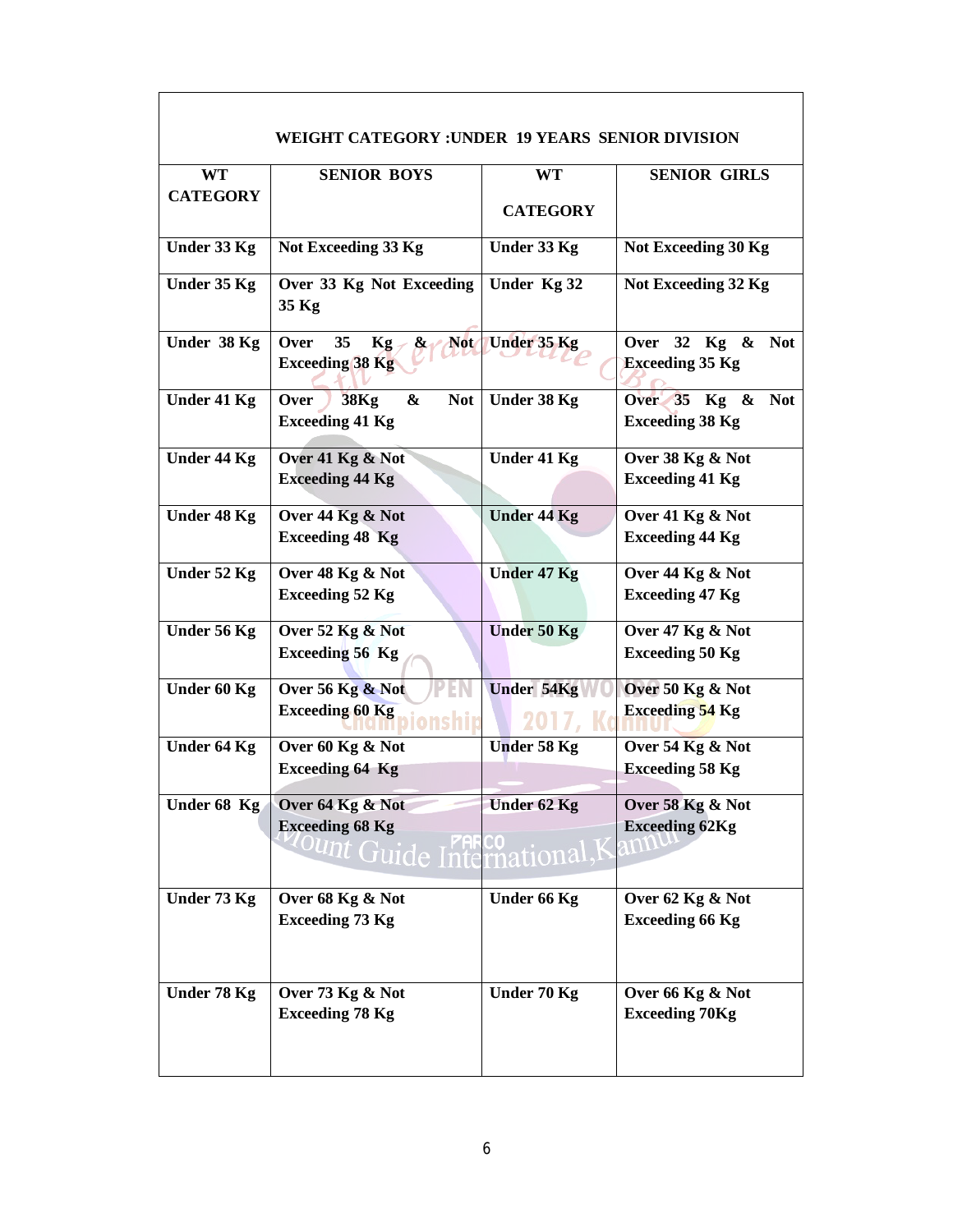**WEIGHT CATEGORY :UNDER 19 YEARS SENIOR DIVISION**

| WT CATEGORY | SENIOR BOYS | WT CATEGORY | SENIOR GIRLS |
|---|---|---|---|
| Under 33 Kg | Not Exceeding 33 Kg | Under 33 Kg | Not Exceeding 30 Kg |
| Under 35 Kg | Over 33 Kg Not Exceeding 35 Kg | Under Kg 32 | Not Exceeding 32 Kg |
| Under 38 Kg | Over 35 Kg & Not Exceeding 38 Kg | Under 35 Kg | Over 32 Kg & Not Exceeding 35 Kg |
| Under 41 Kg | Over 38Kg & Not Exceeding 41 Kg | Under 38 Kg | Over 35 Kg & Not Exceeding 38 Kg |
| Under 44 Kg | Over 41 Kg & Not Exceeding 44 Kg | Under 41 Kg | Over 38 Kg & Not Exceeding 41 Kg |
| Under 48 Kg | Over 44 Kg & Not Exceeding 48 Kg | Under 44 Kg | Over 41 Kg & Not Exceeding 44 Kg |
| Under 52 Kg | Over 48 Kg & Not Exceeding 52 Kg | Under 47 Kg | Over 44 Kg & Not Exceeding 47 Kg |
| Under 56 Kg | Over 52 Kg & Not Exceeding 56 Kg | Under 50 Kg | Over 47 Kg & Not Exceeding 50 Kg |
| Under 60 Kg | Over 56 Kg & Not Exceeding 60 Kg | Under 54Kg | Over 50 Kg & Not Exceeding 54 Kg |
| Under 64 Kg | Over 60 Kg & Not Exceeding 64 Kg | Under 58 Kg | Over 54 Kg & Not Exceeding 58 Kg |
| Under 68 Kg | Over 64 Kg & Not Exceeding 68 Kg | Under 62 Kg | Over 58 Kg & Not Exceeding 62Kg |
| Under 73 Kg | Over 68 Kg & Not Exceeding 73 Kg | Under 66 Kg | Over 62 Kg & Not Exceeding 66 Kg |
| Under 78 Kg | Over 73 Kg & Not Exceeding 78 Kg | Under 70 Kg | Over 66 Kg & Not Exceeding 70Kg |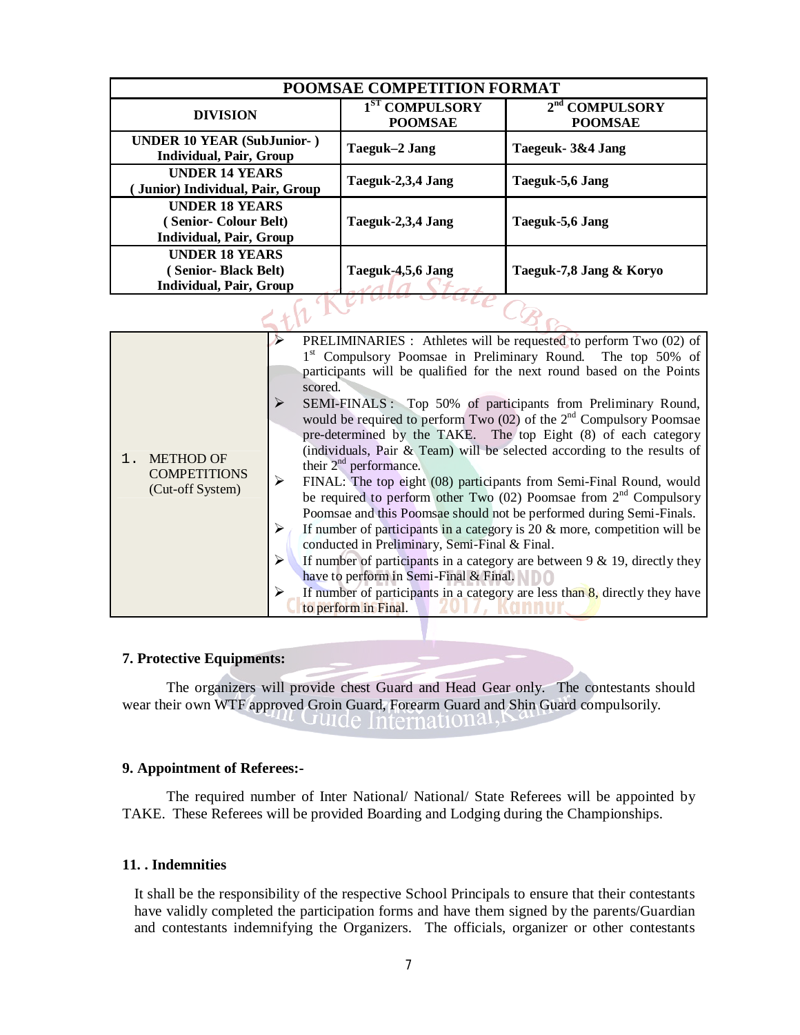| POOMSAE COMPETITION FORMAT | | |
|---|---|---|
| **DIVISION** | **1ST COMPULSORY POOMSAE** | **2nd COMPULSORY POOMSAE** |
| **UNDER 10 YEAR (SubJunior- ) Individual, Pair, Group** | **Taeguk–2 Jang** | **Taegeuk- 3&4 Jang** |
| **UNDER 14 YEARS ( Junior) Individual, Pair, Group** | **Taeguk-2,3,4 Jang** | **Taeguk-5,6 Jang** |
| **UNDER 18 YEARS ( Senior- Colour Belt) Individual, Pair, Group** | **Taeguk-2,3,4 Jang** | **Taeguk-5,6 Jang** |
| **UNDER 18 YEARS ( Senior- Black Belt) Individual, Pair, Group** | **Taeguk-4,5,6 Jang** | **Taeguk-7,8 Jang & Koryo** |

| | |
|---|---|
| 1. METHOD OF COMPETITIONS (Cut-off System) | ➢ PRELIMINARIES : Athletes will be requested to perform Two (02) of 1st Compulsory Poomsae in Preliminary Round. The top 50% of participants will be qualified for the next round based on the Points scored.<br>➢ SEMI-FINALS : Top 50% of participants from Preliminary Round, would be required to perform Two (02) of the 2nd Compulsory Poomsae pre-determined by the TAKE. The top Eight (8) of each category (individuals, Pair & Team) will be selected according to the results of their 2nd performance.<br>➢ FINAL: The top eight (08) participants from Semi-Final Round, would be required to perform other Two (02) Poomsae from 2nd Compulsory Poomsae and this Poomsae should not be performed during Semi-Finals.<br>➢ If number of participants in a category is 20 & more, competition will be conducted in Preliminary, Semi-Final & Final.<br>➢ If number of participants in a category are between 9 & 19, directly they have to perform in Semi-Final & Final.<br>➢ If number of participants in a category are less than 8, directly they have to perform in Final. |

**7. Protective Equipments:**

The organizers will provide chest Guard and Head Gear only. The contestants should wear their own WTF approved Groin Guard, Forearm Guard and Shin Guard compulsorily.

**9. Appointment of Referees:-**

The required number of Inter National/ National/ State Referees will be appointed by TAKE. These Referees will be provided Boarding and Lodging during the Championships.

**11. . Indemnities**

It shall be the responsibility of the respective School Principals to ensure that their contestants have validly completed the participation forms and have them signed by the parents/Guardian and contestants indemnifying the Organizers. The officials, organizer or other contestants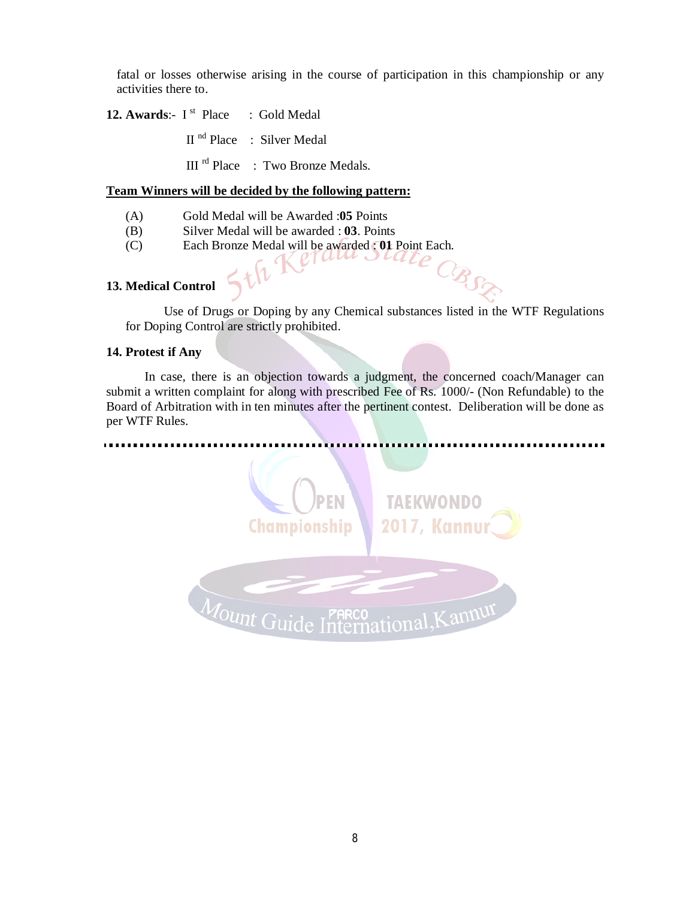fatal or losses otherwise arising in the course of participation in this championship or any activities there to.

**12. Awards**:- I[st] Place : Gold Medal

II[nd] Place : Silver Medal

III[rd] Place : Two Bronze Medals.

**Team Winners will be decided by the following pattern:**

(A) Gold Medal will be Awarded :**05** Points

(B) Silver Medal will be awarded : **03**. Points

(C) Each Bronze Medal will be awarded : **01** Point Each.

**13. Medical Control**

Use of Drugs or Doping by any Chemical substances listed in the WTF Regulations for Doping Control are strictly prohibited.

**14. Protest if Any**

In case, there is an objection towards a judgment, the concerned coach/Manager can submit a written complaint for along with prescribed Fee of Rs. 1000/- (Non Refundable) to the Board of Arbitration with in ten minutes after the pertinent contest. Deliberation will be done as per WTF Rules.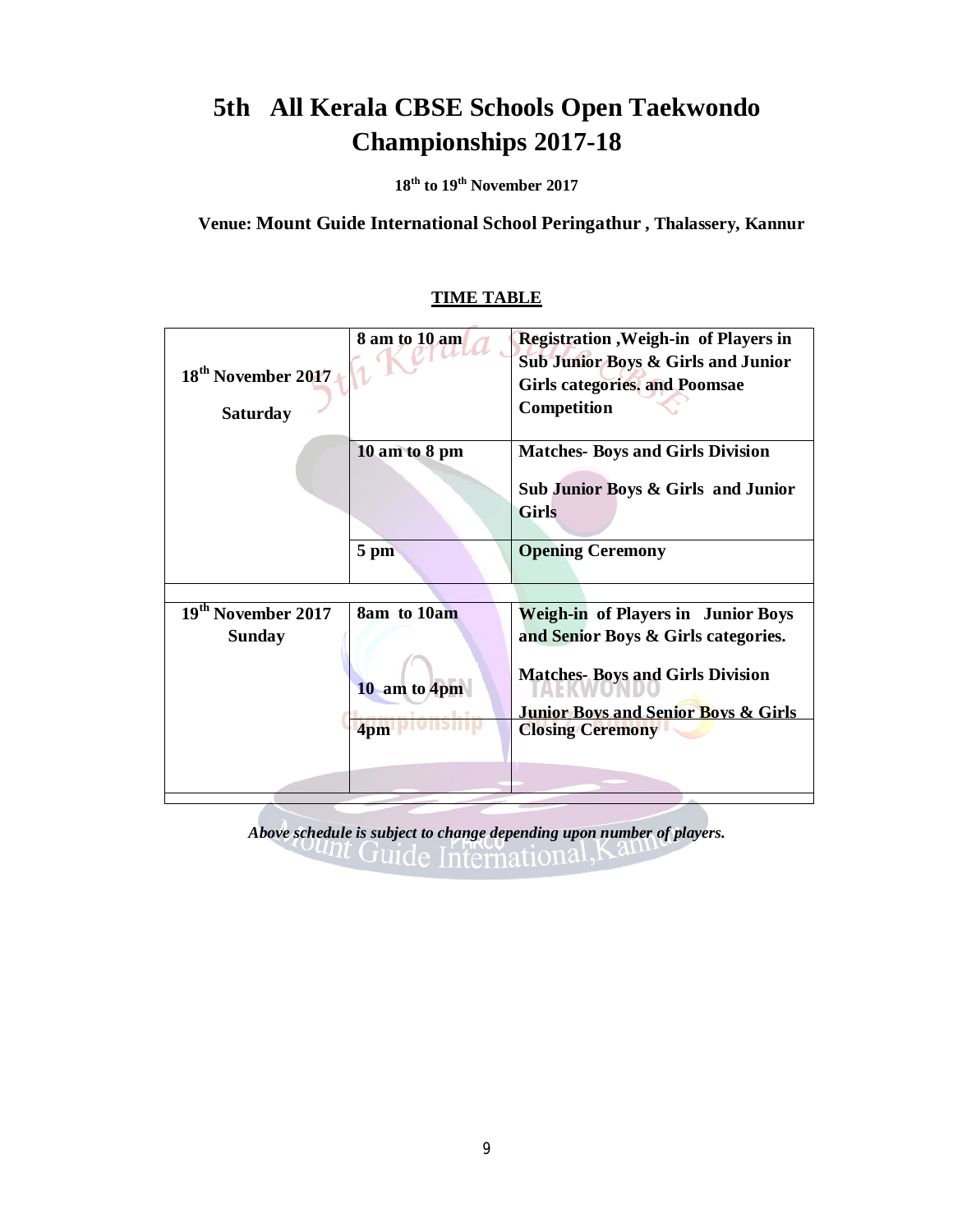# 5th All Kerala CBSE Schools Open Taekwondo Championships 2017-18

**18th to 19th November 2017**

**Venue: Mount Guide International School Peringathur , Thalassery, Kannur**

**TIME TABLE**

| | | |
|---|---|---|
| **18th November 2017 Saturday** | **8 am to 10 am** | **Registration ,Weigh-in of Players in Sub Junior Boys & Girls and Junior Girls categories. and Poomsae Competition** |
| | **10 am to 8 pm** | **Matches- Boys and Girls Division**<br>**Sub Junior Boys & Girls and Junior Girls** |
| | **5 pm** | **Opening Ceremony** |
| | | |
| **19th November 2017 Sunday** | **8am to 10am** | **Weigh-in of Players in Junior Boys and Senior Boys & Girls categories.** |
| | **10 am to 4pm** | **Matches- Boys and Girls Division**<br>**Junior Boys and Senior Boys & Girls** |
| | **4pm** | **Closing Ceremony** |

***Above schedule is subject to change depending upon number of players.***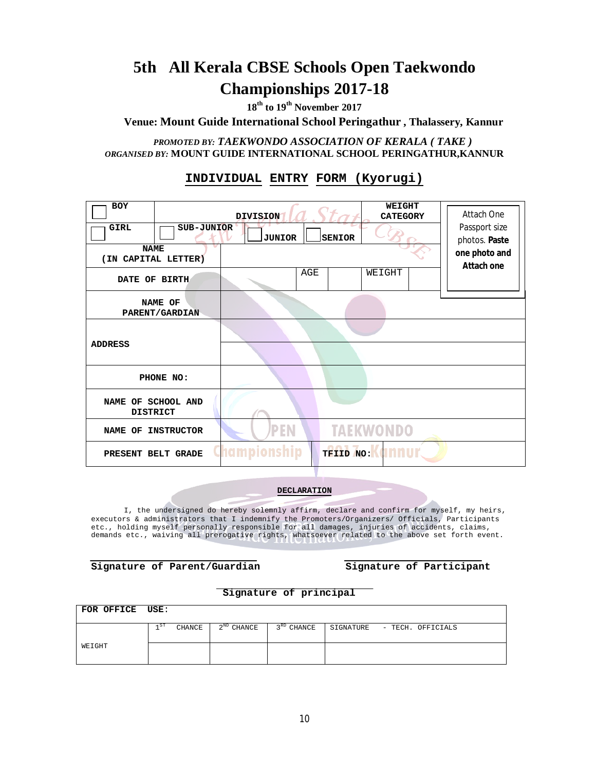# 5th All Kerala CBSE Schools Open Taekwondo Championships 2017-18

**18th to 19th November 2017**

**Venue: Mount Guide International School Peringathur , Thalassery, Kannur**

***PROMOTED BY: TAEKWONDO ASSOCIATION OF KERALA ( TAKE )***

***ORGANISED BY:*** **MOUNT GUIDE INTERNATIONAL SCHOOL PERINGATHUR,KANNUR**

## INDIVIDUAL ENTRY FORM (Kyorugi)

| BOY ☐ | DIVISION | | | WEIGHT CATEGORY | | Attach One Passport size photos. **Paste one photo and Attach one** |
|---|---|---|---|---|---|---|
| GIRL ☐ | ☐ SUB-JUNIOR | ☐ JUNIOR | ☐ SENIOR | | | |
| NAME (IN CAPITAL LETTER) | | | | | | |
| DATE OF BIRTH | | AGE | | WEIGHT | | |
| NAME OF PARENT/GARDIAN | | | | | | |
| ADDRESS | | | | | | |
| PHONE NO: | | | | | | |
| NAME OF SCHOOL AND DISTRICT | | | | | | |
| NAME OF INSTRUCTOR | | | | | | |
| PRESENT BELT GRADE | | TFIID NO: | | | | |

**DECLARATION**

I, the undersigned do hereby solemnly affirm, declare and confirm for myself, my heirs, executors & administrators that I indemnify the Promoters/Organizers/ Officials, Participants etc., holding myself personally responsible for all damages, injuries of accidents, claims, demands etc., waiving all prerogative rights, whatsoever related to the above set forth event.

**Signature of Parent/Guardian** _______________ **Signature of Participant** _______________

**Signature of principal** _______________

| FOR OFFICE USE: | | | | |
|---|---|---|---|---|
| WEIGHT | 1ST CHANCE | 2ND CHANCE | 3RD CHANCE | SIGNATURE - TECH. OFFICIALS |
| | | | | |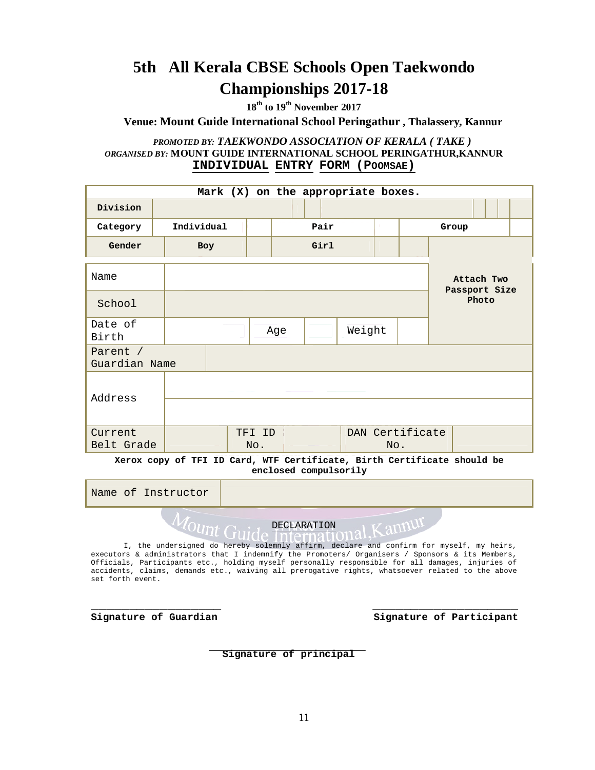# 5th All Kerala CBSE Schools Open Taekwondo Championships 2017-18

**18th to 19th November 2017**

**Venue: Mount Guide International School Peringathur , Thalassery, Kannur**

***PROMOTED BY: TAEKWONDO ASSOCIATION OF KERALA ( TAKE )***
***ORGANISED BY:*** **MOUNT GUIDE INTERNATIONAL SCHOOL PERINGATHUR,KANNUR**

## INDIVIDUAL ENTRY FORM (POOMSAE)

**Mark (X) on the appropriate boxes.**

| | | | | | | |
|---|---|---|---|---|---|---|
| **Division** | | | | | | |
| **Category** | **Individual** | | **Pair** | | **Group** | |
| **Gender** | **Boy** | | **Girl** | | | |

| | | | | | | |
|---|---|---|---|---|---|---|
| Name | | | | | | **Attach Two Passport Size Photo** |
| School | | | | | | |
| Date of Birth | | Age | | Weight | | |
| Parent / Guardian Name | | | | | | |
| Address | | | | | | |
| | | | | | | |
| Current Belt Grade | | TFI ID No. | | DAN Certificate No. | | |

**Xerox copy of TFI ID Card, WTF Certificate, Birth Certificate should be enclosed compulsorily**

| | |
|---|---|
| Name of Instructor | |

DECLARATION

I, the undersigned do hereby solemnly affirm, declare and confirm for myself, my heirs, executors & administrators that I indemnify the Promoters/ Organisers / Sponsors & its Members, Officials, Participants etc., holding myself personally responsible for all damages, injuries of accidents, claims, demands etc., waiving all prerogative rights, whatsoever related to the above set forth event.

_______________________
**Signature of Guardian**

_______________________
**Signature of Participant**

_______________________
**Signature of principal**